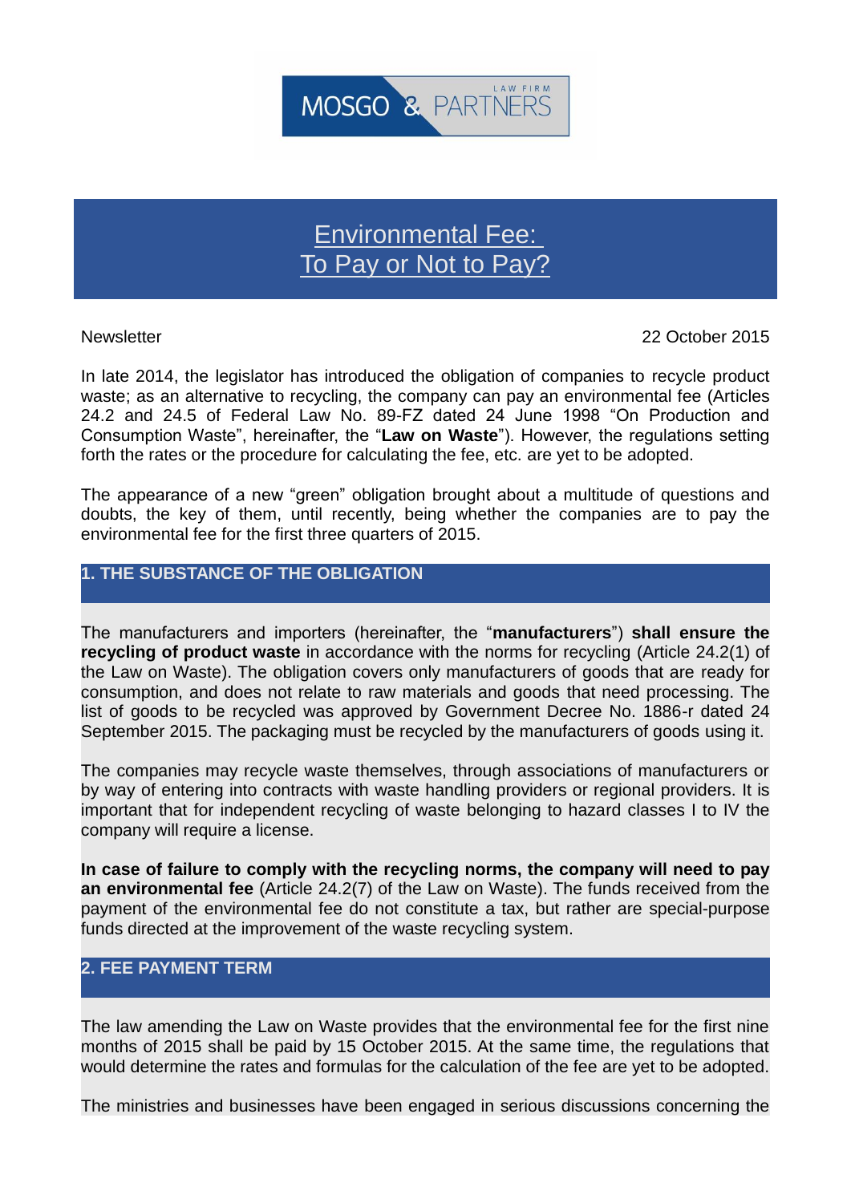MOSGO & PARTNERS LAW FIRM

# Environmental Fee: To Pay or Not to Pay?

Newsletter 22 October 2015

In late 2014, the legislator has introduced the obligation of companies to recycle product waste; as an alternative to recycling, the company can pay an environmental fee (Articles 24.2 and 24.5 of Federal Law No. 89-FZ dated 24 June 1998 "On Production and Consumption Waste", hereinafter, the "**Law on Waste**"). However, the regulations setting forth the rates or the procedure for calculating the fee, etc. are yet to be adopted.

The appearance of a new "green" obligation brought about a multitude of questions and doubts, the key of them, until recently, being whether the companies are to pay the environmental fee for the first three quarters of 2015.

## 1. THE SUBSTANCE OF THE OBLIGATION

The manufacturers and importers (hereinafter, the "**manufacturers**") **shall ensure the recycling of product waste** in accordance with the norms for recycling (Article 24.2(1) of the Law on Waste). The obligation covers only manufacturers of goods that are ready for consumption, and does not relate to raw materials and goods that need processing. The list of goods to be recycled was approved by Government Decree No. 1886-r dated 24 September 2015. The packaging must be recycled by the manufacturers of goods using it.

The companies may recycle waste themselves, through associations of manufacturers or by way of entering into contracts with waste handling providers or regional providers. It is important that for independent recycling of waste belonging to hazard classes I to IV the company will require a license.

**In case of failure to comply with the recycling norms, the company will need to pay an environmental fee** (Article 24.2(7) of the Law on Waste). The funds received from the payment of the environmental fee do not constitute a tax, but rather are special-purpose funds directed at the improvement of the waste recycling system.

## 2. FEE PAYMENT TERM

The law amending the Law on Waste provides that the environmental fee for the first nine months of 2015 shall be paid by 15 October 2015. At the same time, the regulations that would determine the rates and formulas for the calculation of the fee are yet to be adopted.

The ministries and businesses have been engaged in serious discussions concerning the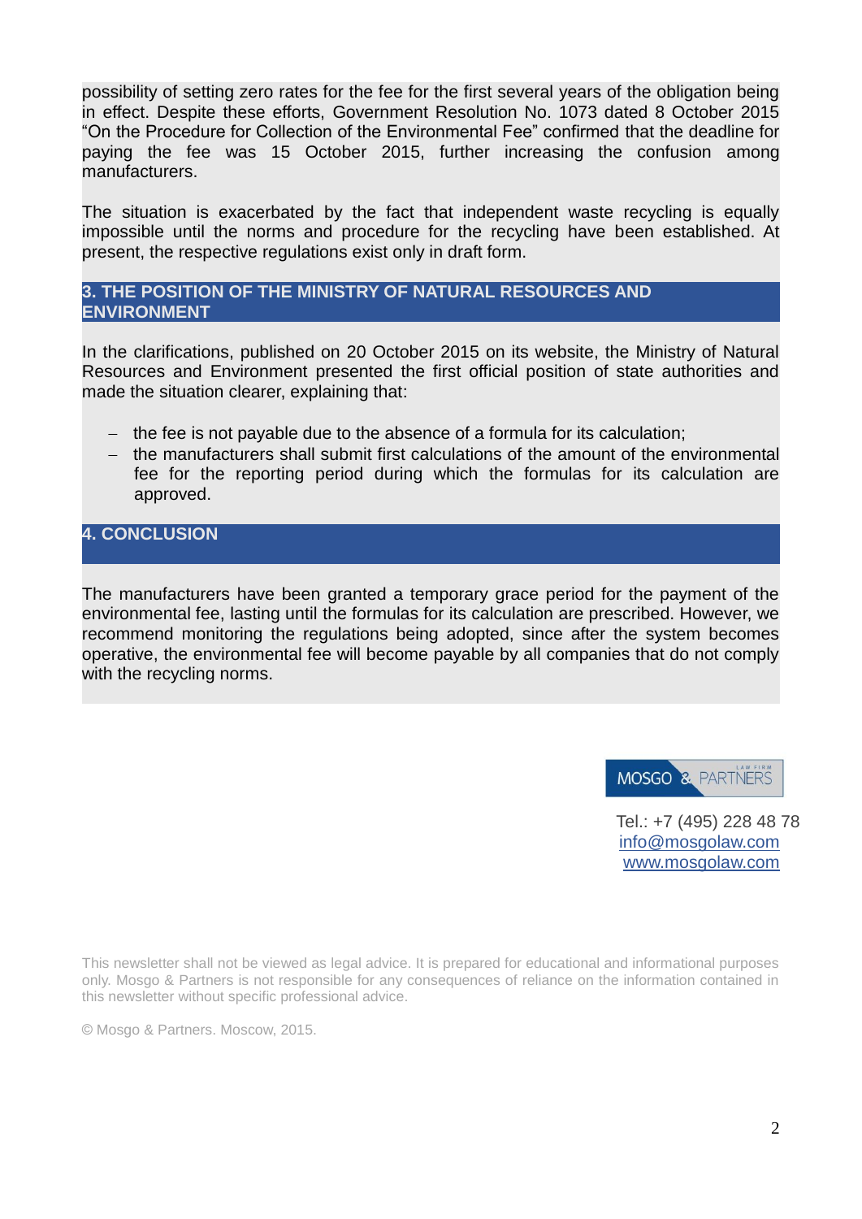possibility of setting zero rates for the fee for the first several years of the obligation being in effect. Despite these efforts, Government Resolution No. 1073 dated 8 October 2015 "On the Procedure for Collection of the Environmental Fee" confirmed that the deadline for paying the fee was 15 October 2015, further increasing the confusion among manufacturers.

The situation is exacerbated by the fact that independent waste recycling is equally impossible until the norms and procedure for the recycling have been established. At present, the respective regulations exist only in draft form.

## 3. THE POSITION OF THE MINISTRY OF NATURAL RESOURCES AND ENVIRONMENT

In the clarifications, published on 20 October 2015 on its website, the Ministry of Natural Resources and Environment presented the first official position of state authorities and made the situation clearer, explaining that:

- the fee is not payable due to the absence of a formula for its calculation;
- the manufacturers shall submit first calculations of the amount of the environmental fee for the reporting period during which the formulas for its calculation are approved.

## 4. CONCLUSION

The manufacturers have been granted a temporary grace period for the payment of the environmental fee, lasting until the formulas for its calculation are prescribed. However, we recommend monitoring the regulations being adopted, since after the system becomes operative, the environmental fee will become payable by all companies that do not comply with the recycling norms.

MOSGO & PARTNERS LAW FIRM

Tel.: +7 (495) 228 48 78
info@mosgolaw.com
www.mosgolaw.com

This newsletter shall not be viewed as legal advice. It is prepared for educational and informational purposes only. Mosgo & Partners is not responsible for any consequences of reliance on the information contained in this newsletter without specific professional advice.

© Mosgo & Partners. Moscow, 2015.